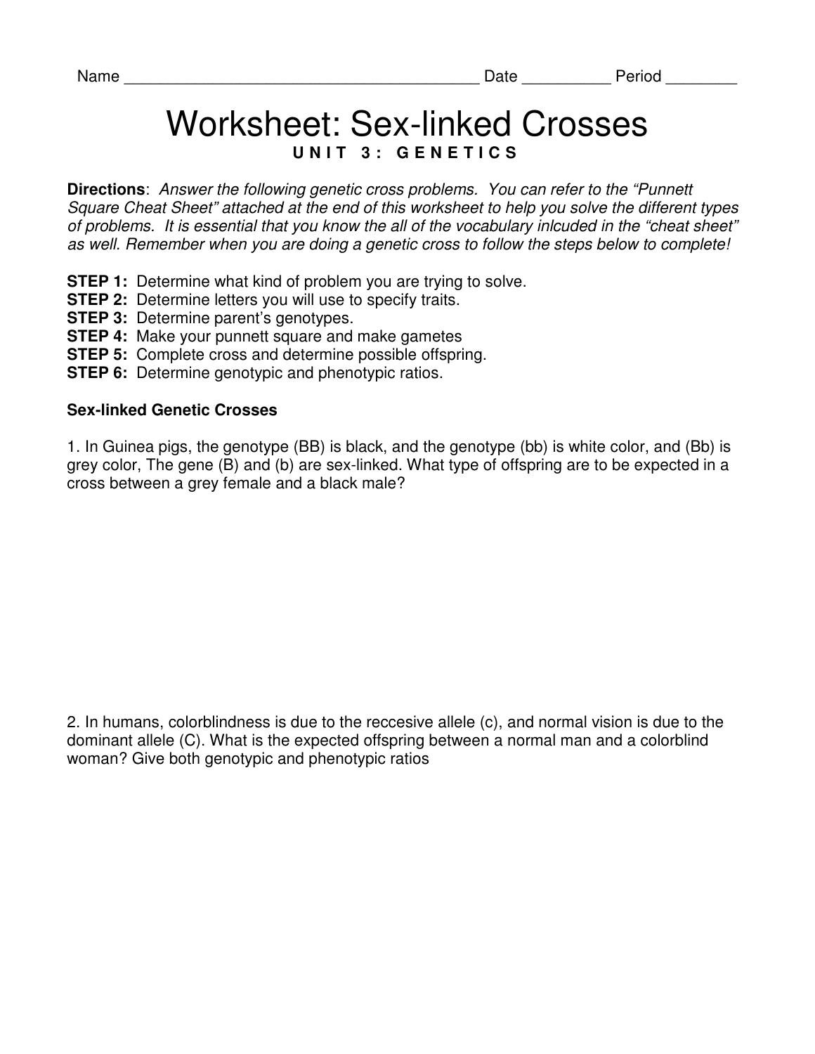Name ________________________________________ Date __________ Period ________

# Worksheet: Sex-linked Crosses

**U N I T 3 : G E N E T I C S**

**Directions**: *Answer the following genetic cross problems. You can refer to the "Punnett Square Cheat Sheet" attached at the end of this worksheet to help you solve the different types of problems. It is essential that you know the all of the vocabulary inlcuded in the "cheat sheet" as well. Remember when you are doing a genetic cross to follow the steps below to complete!*

**STEP 1:** Determine what kind of problem you are trying to solve.
**STEP 2:** Determine letters you will use to specify traits.
**STEP 3:** Determine parent's genotypes.
**STEP 4:** Make your punnett square and make gametes
**STEP 5:** Complete cross and determine possible offspring.
**STEP 6:** Determine genotypic and phenotypic ratios.

**Sex-linked Genetic Crosses**

1. In Guinea pigs, the genotype (BB) is black, and the genotype (bb) is white color, and (Bb) is grey color, The gene (B) and (b) are sex-linked. What type of offspring are to be expected in a cross between a grey female and a black male?

2. In humans, colorblindness is due to the reccesive allele (c), and normal vision is due to the dominant allele (C). What is the expected offspring between a normal man and a colorblind woman? Give both genotypic and phenotypic ratios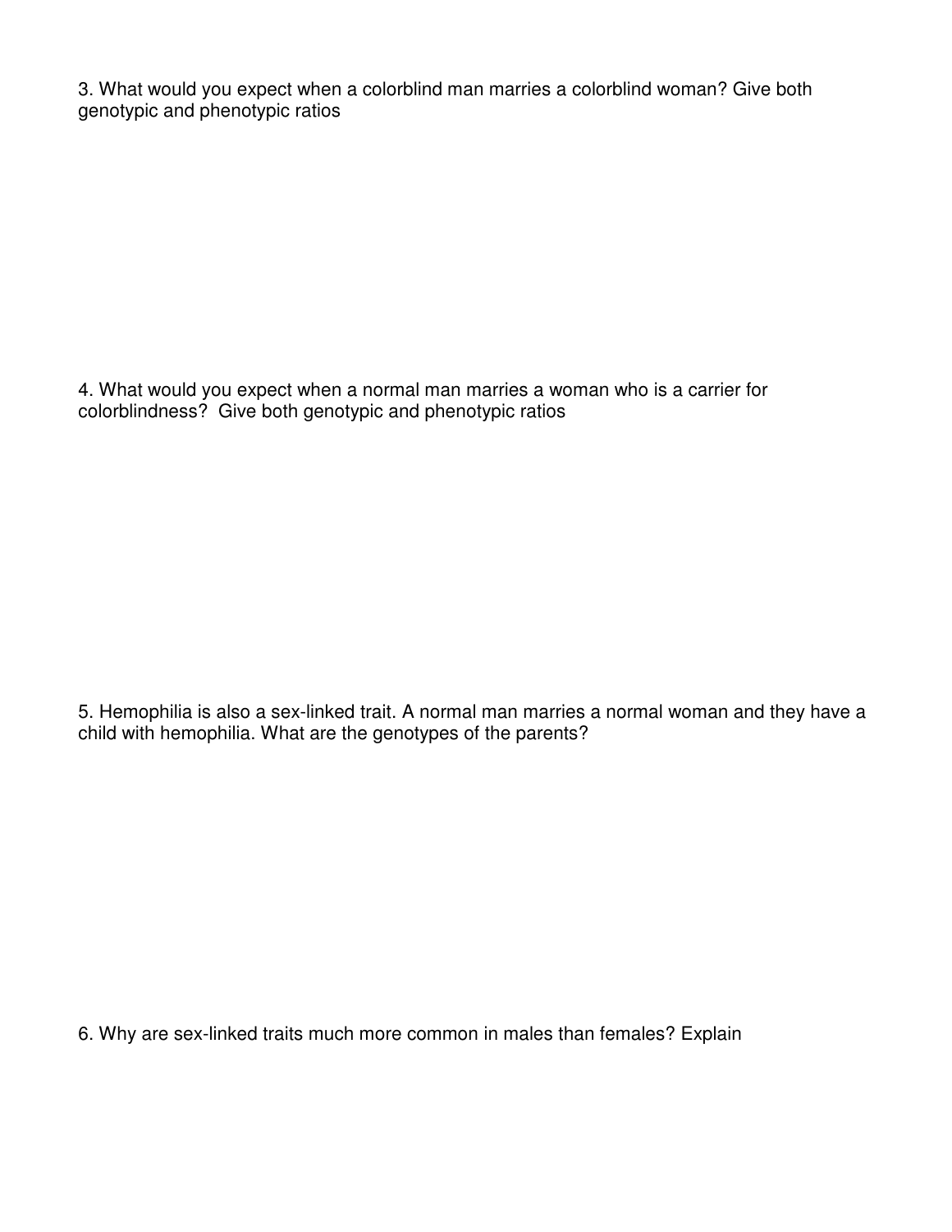3. What would you expect when a colorblind man marries a colorblind woman? Give both genotypic and phenotypic ratios

4. What would you expect when a normal man marries a woman who is a carrier for colorblindness? Give both genotypic and phenotypic ratios

5. Hemophilia is also a sex-linked trait. A normal man marries a normal woman and they have a child with hemophilia. What are the genotypes of the parents?

6. Why are sex-linked traits much more common in males than females? Explain